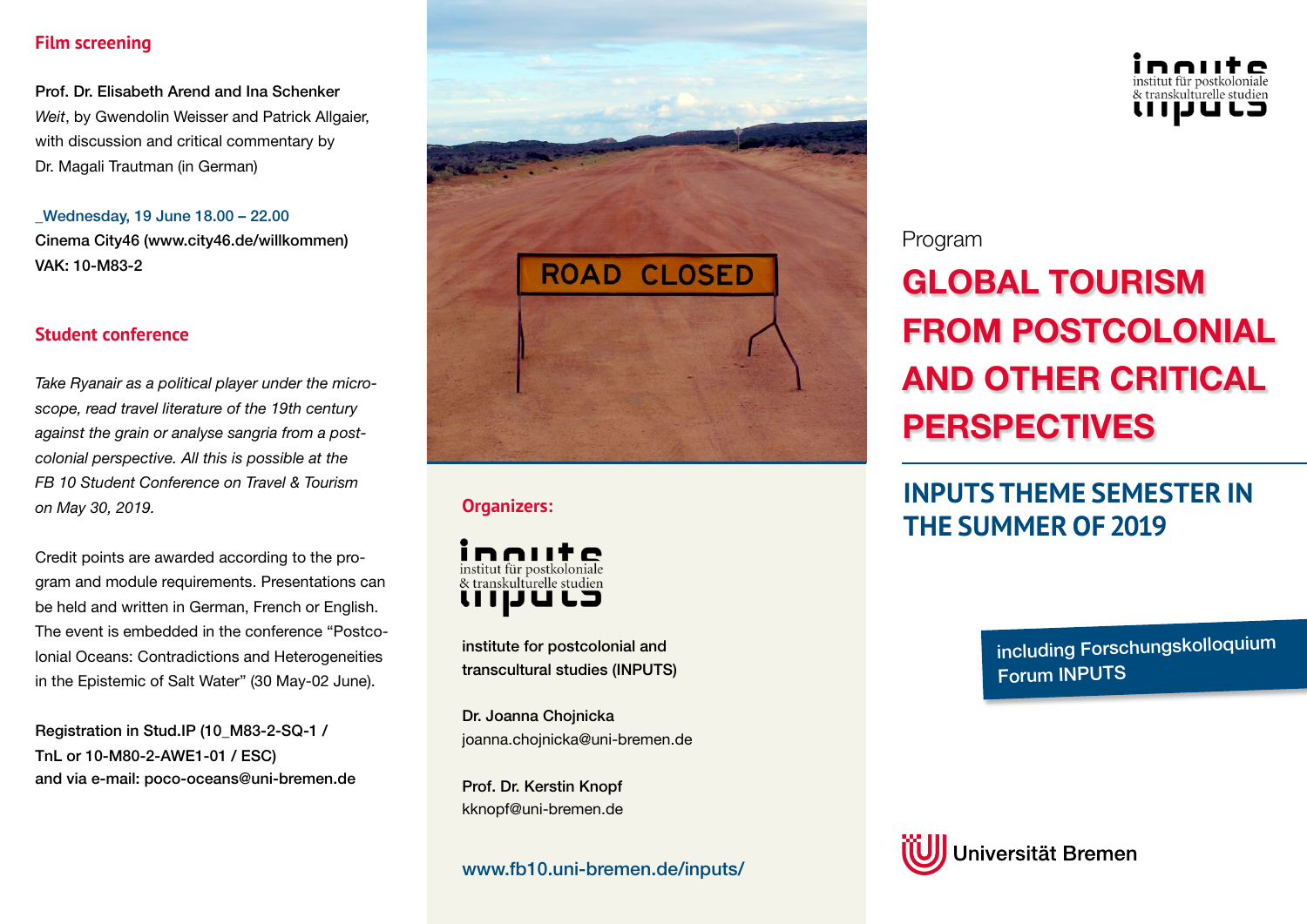## Film screening

**Prof. Dr. Elisabeth Arend and Ina Schenker**
*Weit*, by Gwendolin Weisser and Patrick Allgaier, with discussion and critical commentary by Dr. Magali Trautman (in German)

_Wednesday, 19 June 18.00 – 22.00
**Cinema City46 (www.city46.de/willkommen)**
**VAK: 10-M83-2**

## Student conference

*Take Ryanair as a political player under the microscope, read travel literature of the 19th century against the grain or analyse sangria from a postcolonial perspective. All this is possible at the FB 10 Student Conference on Travel & Tourism on May 30, 2019.*

Credit points are awarded according to the program and module requirements. Presentations can be held and written in German, French or English. The event is embedded in the conference "Postcolonial Oceans: Contradictions and Heterogeneities in the Epistemic of Salt Water" (30 May-02 June).

**Registration in Stud.IP (10_M83-2-SQ-1 / TnL or 10-M80-2-AWE1-01 / ESC) and via e-mail: poco-oceans@uni-bremen.de**

ROAD CLOSED

## Organizers:

inputs
institut für postkoloniale & transkulturelle studien

**institute for postcolonial and transcultural studies (INPUTS)**

**Dr. Joanna Chojnicka**
joanna.chojnicka@uni-bremen.de

**Prof. Dr. Kerstin Knopf**
kknopf@uni-bremen.de

www.fb10.uni-bremen.de/inputs/

inputs
institut für postkoloniale & transkulturelle studien

Program

# GLOBAL TOURISM FROM POSTCOLONIAL AND OTHER CRITICAL PERSPECTIVES

## INPUTS THEME SEMESTER IN THE SUMMER OF 2019

**including Forschungskolloquium Forum INPUTS**

Universität Bremen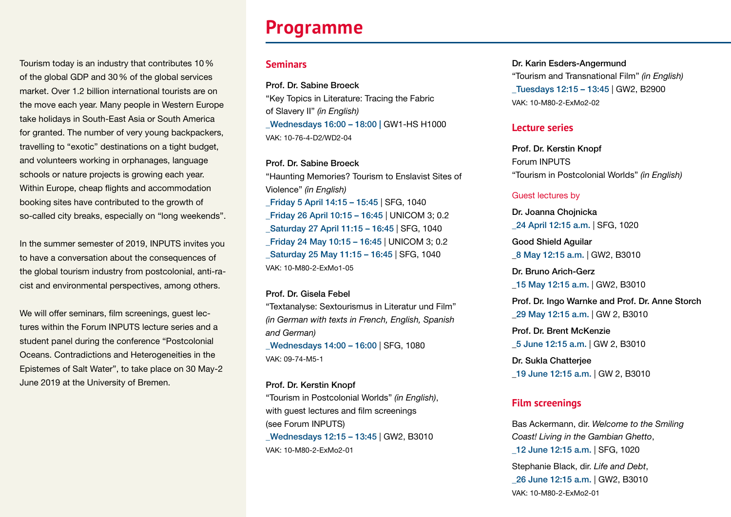Tourism today is an industry that contributes 10 % of the global GDP and 30 % of the global services market. Over 1.2 billion international tourists are on the move each year. Many people in Western Europe take holidays in South-East Asia or South America for granted. The number of very young backpackers, travelling to “exotic” destinations on a tight budget, and volunteers working in orphanages, language schools or nature projects is growing each year. Within Europe, cheap flights and accommodation booking sites have contributed to the growth of so-called city breaks, especially on “long weekends”.

In the summer semester of 2019, INPUTS invites you to have a conversation about the consequences of the global tourism industry from postcolonial, anti-racist and environmental perspectives, among others.

We will offer seminars, film screenings, guest lectures within the Forum INPUTS lecture series and a student panel during the conference “Postcolonial Oceans. Contradictions and Heterogeneities in the Epistemes of Salt Water”, to take place on 30 May-2 June 2019 at the University of Bremen.

# Programme

## Seminars

**Prof. Dr. Sabine Broeck**
“Key Topics in Literature: Tracing the Fabric of Slavery II” *(in English)*
**_Wednesdays 16:00 – 18:00** | GW1-HS H1000
VAK: 10-76-4-D2/WD2-04

**Prof. Dr. Sabine Broeck**
“Haunting Memories? Tourism to Enslavist Sites of Violence” *(in English)*
**_Friday 5 April 14:15 – 15:45** | SFG, 1040
**_Friday 26 April 10:15 – 16:45** | UNICOM 3; 0.2
**_Saturday 27 April 11:15 – 16:45** | SFG, 1040
**_Friday 24 May 10:15 – 16:45** | UNICOM 3; 0.2
**_Saturday 25 May 11:15 – 16:45** | SFG, 1040
VAK: 10-M80-2-ExMo1-05

**Prof. Dr. Gisela Febel**
“Textanalyse: Sextourismus in Literatur und Film” *(in German with texts in French, English, Spanish and German)*
**_Wednesdays 14:00 – 16:00** | SFG, 1080
VAK: 09-74-M5-1

**Prof. Dr. Kerstin Knopf**
“Tourism in Postcolonial Worlds” *(in English)*, with guest lectures and film screenings (see Forum INPUTS)
**_Wednesdays 12:15 – 13:45** | GW2, B3010
VAK: 10-M80-2-ExMo2-01

**Dr. Karin Esders-Angermund**
“Tourism and Transnational Film” *(in English)*
**_Tuesdays 12:15 – 13:45** | GW2, B2900
VAK: 10-M80-2-ExMo2-02

## Lecture series

**Prof. Dr. Kerstin Knopf**
Forum INPUTS
“Tourism in Postcolonial Worlds” *(in English)*

### Guest lectures by

**Dr. Joanna Chojnicka**
**_24 April 12:15 a.m.** | SFG, 1020

**Good Shield Aguilar**
**_8 May 12:15 a.m.** | GW2, B3010

**Dr. Bruno Arich-Gerz**
**_15 May 12:15 a.m.** | GW2, B3010

**Prof. Dr. Ingo Warnke and Prof. Dr. Anne Storch**
**_29 May 12:15 a.m.** | GW 2, B3010

**Prof. Dr. Brent McKenzie**
**_5 June 12:15 a.m.** | GW 2, B3010

**Dr. Sukla Chatterjee**
**_19 June 12:15 a.m.** | GW 2, B3010

## Film screenings

Bas Ackermann, dir. *Welcome to the Smiling Coast! Living in the Gambian Ghetto*,
**_12 June 12:15 a.m.** | SFG, 1020

Stephanie Black, dir. *Life and Debt*,
**_26 June 12:15 a.m.** | GW2, B3010
VAK: 10-M80-2-ExMo2-01